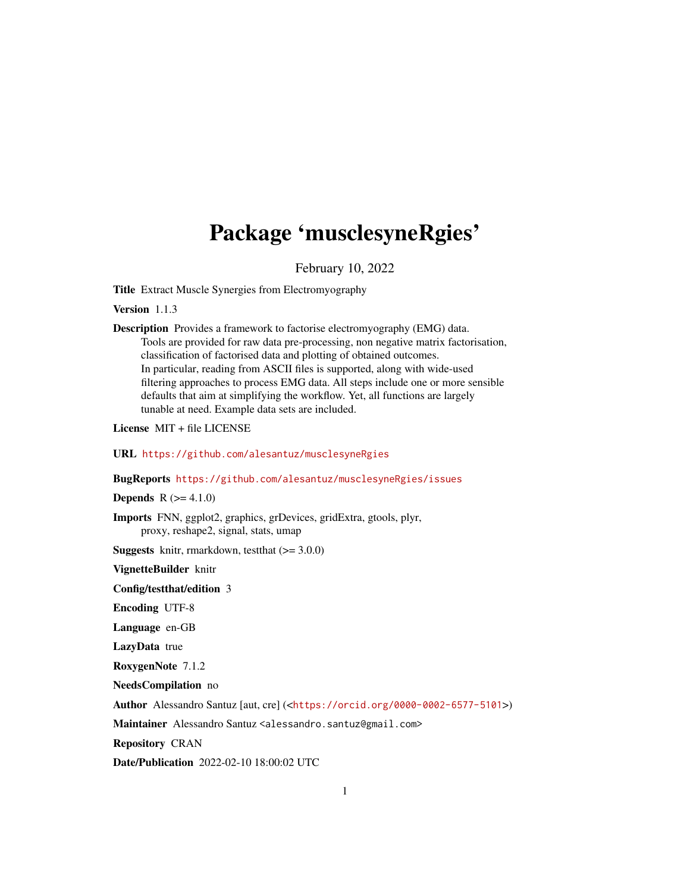# Package 'musclesyneRgies'

February 10, 2022

**Title** Extract Muscle Synergies from Electromyography

**Version** 1.1.3

**Description** Provides a framework to factorise electromyography (EMG) data. Tools are provided for raw data pre-processing, non negative matrix factorisation, classification of factorised data and plotting of obtained outcomes. In particular, reading from ASCII files is supported, along with wide-used filtering approaches to process EMG data. All steps include one or more sensible defaults that aim at simplifying the workflow. Yet, all functions are largely tunable at need. Example data sets are included.

**License** MIT + file LICENSE

**URL** https://github.com/alesantuz/musclesyneRgies

**BugReports** https://github.com/alesantuz/musclesyneRgies/issues

**Depends** R (>= 4.1.0)

**Imports** FNN, ggplot2, graphics, grDevices, gridExtra, gtools, plyr, proxy, reshape2, signal, stats, umap

**Suggests** knitr, rmarkdown, testthat (>= 3.0.0)

**VignetteBuilder** knitr

**Config/testthat/edition** 3

**Encoding** UTF-8

**Language** en-GB

**LazyData** true

**RoxygenNote** 7.1.2

**NeedsCompilation** no

**Author** Alessandro Santuz [aut, cre] (<https://orcid.org/0000-0002-6577-5101>)

**Maintainer** Alessandro Santuz <alessandro.santuz@gmail.com>

**Repository** CRAN

**Date/Publication** 2022-02-10 18:00:02 UTC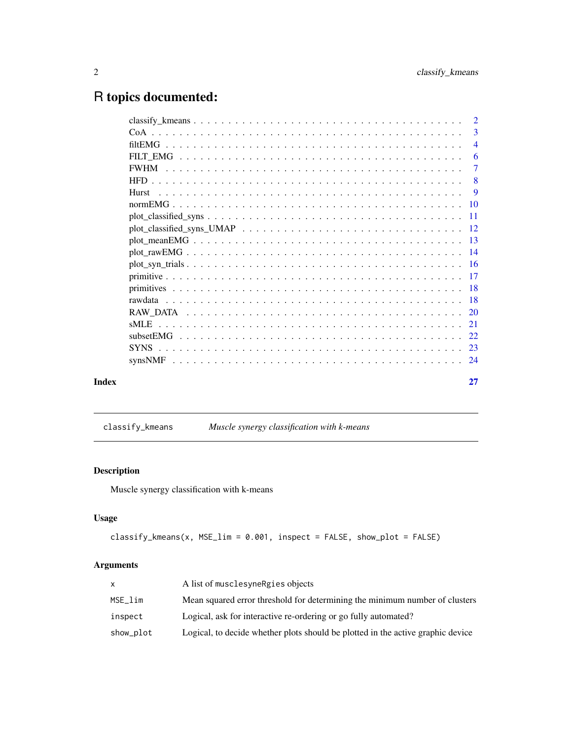# R topics documented:

| | |
|---|---|
| classify_kmeans | 2 |
| CoA | 3 |
| filtEMG | 4 |
| FILT_EMG | 6 |
| FWHM | 7 |
| HFD | 8 |
| Hurst | 9 |
| normEMG | 10 |
| plot_classified_syns | 11 |
| plot_classified_syns_UMAP | 12 |
| plot_meanEMG | 13 |
| plot_rawEMG | 14 |
| plot_syn_trials | 16 |
| primitive | 17 |
| primitives | 18 |
| rawdata | 18 |
| RAW_DATA | 20 |
| sMLE | 21 |
| subsetEMG | 22 |
| SYNS | 23 |
| synsNMF | 24 |

**Index** 27

---

## classify_kmeans — *Muscle synergy classification with k-means*

### Description

Muscle synergy classification with k-means

### Usage

```
classify_kmeans(x, MSE_lim = 0.001, inspect = FALSE, show_plot = FALSE)
```

### Arguments

| | |
|---|---|
| `x` | A list of `musclesyneRgies` objects |
| `MSE_lim` | Mean squared error threshold for determining the minimum number of clusters |
| `inspect` | Logical, ask for interactive re-ordering or go fully automated? |
| `show_plot` | Logical, to decide whether plots should be plotted in the active graphic device |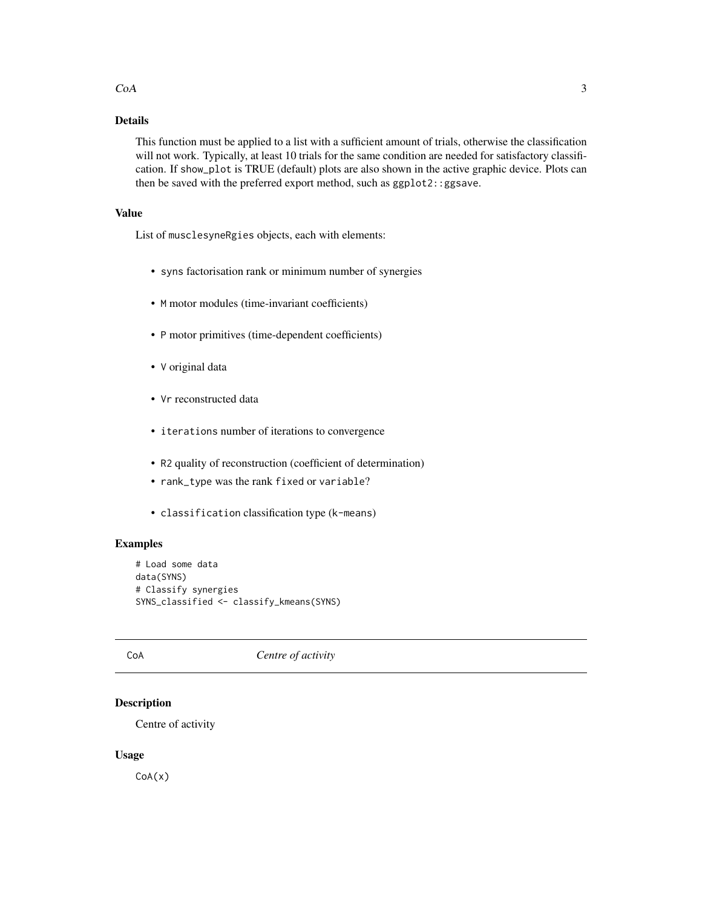## Details

This function must be applied to a list with a sufficient amount of trials, otherwise the classification will not work. Typically, at least 10 trials for the same condition are needed for satisfactory classification. If `show_plot` is TRUE (default) plots are also shown in the active graphic device. Plots can then be saved with the preferred export method, such as `ggplot2::ggsave`.

## Value

List of `musclesyneRgies` objects, each with elements:

- `syns` factorisation rank or minimum number of synergies
- `M` motor modules (time-invariant coefficients)
- `P` motor primitives (time-dependent coefficients)
- `V` original data
- `Vr` reconstructed data
- `iterations` number of iterations to convergence
- `R2` quality of reconstruction (coefficient of determination)
- `rank_type` was the rank `fixed` or `variable`?
- `classification` classification type (`k-means`)

## Examples

```
# Load some data
data(SYNS)
# Classify synergies
SYNS_classified <- classify_kmeans(SYNS)
```

---

# CoA — *Centre of activity*

## Description

Centre of activity

## Usage

```
CoA(x)
```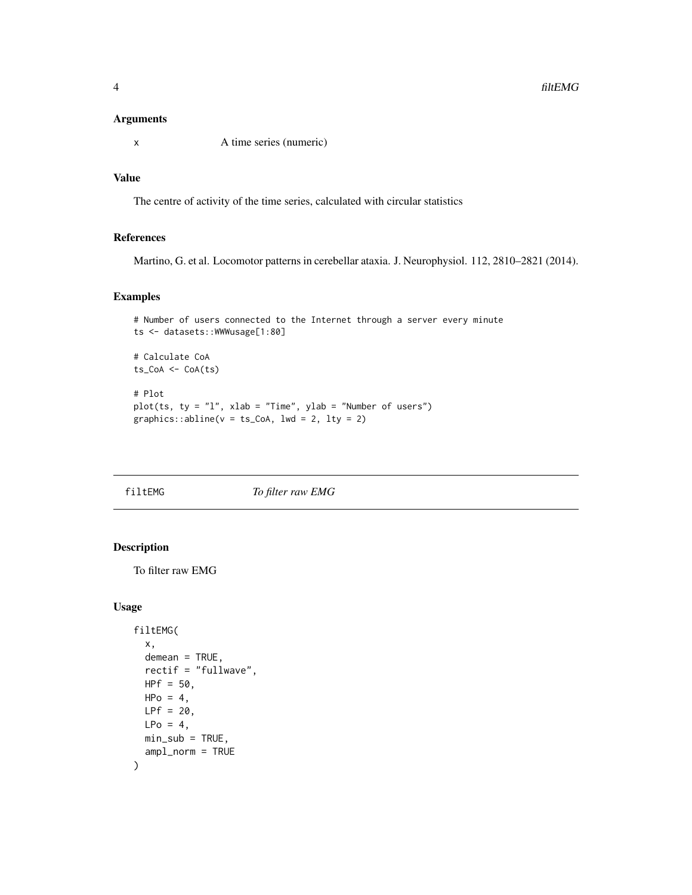## Arguments

x A time series (numeric)

## Value

The centre of activity of the time series, calculated with circular statistics

## References

Martino, G. et al. Locomotor patterns in cerebellar ataxia. J. Neurophysiol. 112, 2810–2821 (2014).

## Examples

```
# Number of users connected to the Internet through a server every minute
ts <- datasets::WWWusage[1:80]

# Calculate CoA
ts_CoA <- CoA(ts)

# Plot
plot(ts, ty = "l", xlab = "Time", ylab = "Number of users")
graphics::abline(v = ts_CoA, lwd = 2, lty = 2)
```

---

# filtEMG *To filter raw EMG*

## Description

To filter raw EMG

## Usage

```
filtEMG(
  x,
  demean = TRUE,
  rectif = "fullwave",
  HPf = 50,
  HPo = 4,
  LPf = 20,
  LPo = 4,
  min_sub = TRUE,
  ampl_norm = TRUE
)
```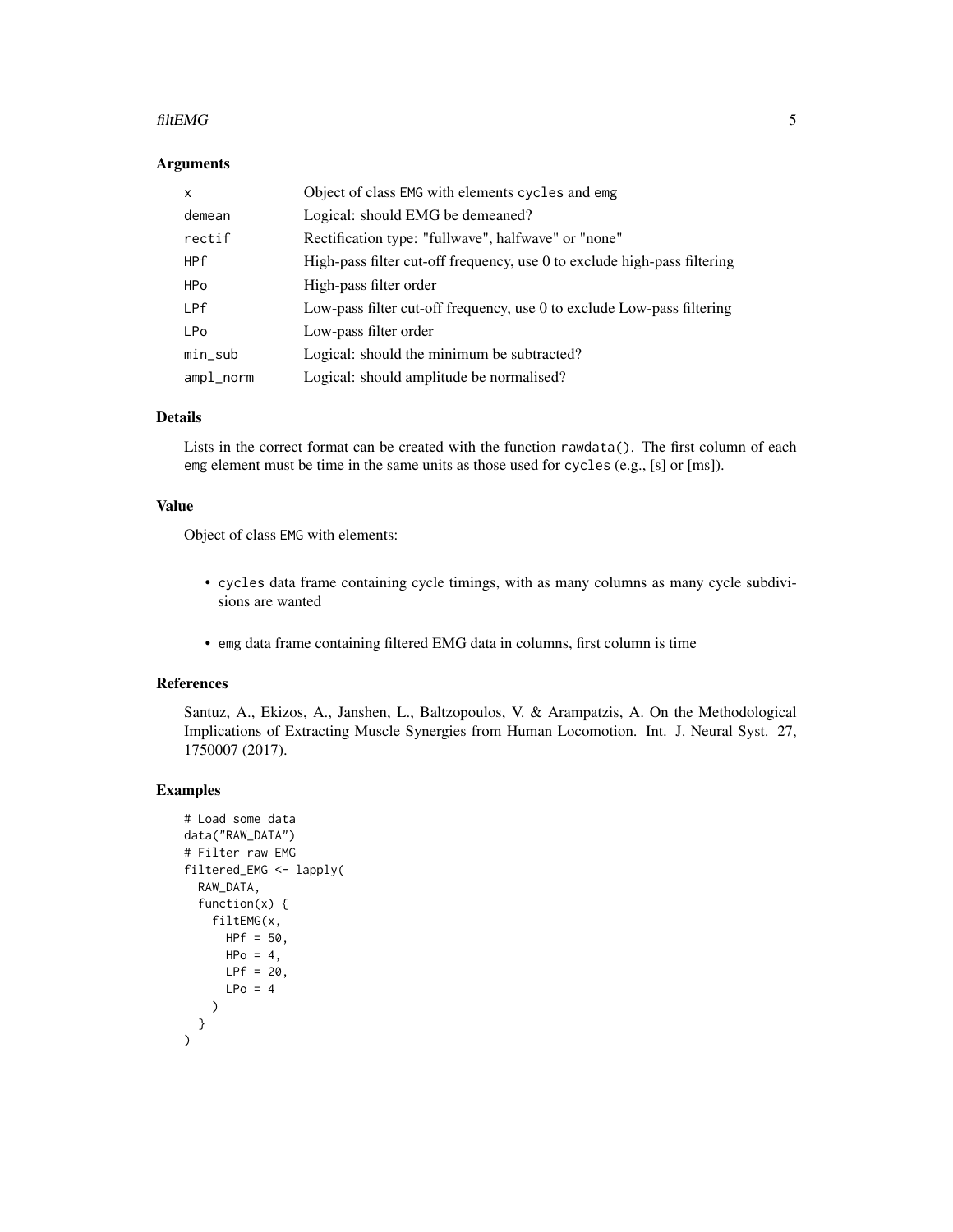### Arguments

| | |
|---|---|
| `x` | Object of class `EMG` with elements `cycles` and `emg` |
| `demean` | Logical: should EMG be demeaned? |
| `rectif` | Rectification type: "fullwave", halfwave" or "none" |
| `HPf` | High-pass filter cut-off frequency, use 0 to exclude high-pass filtering |
| `HPo` | High-pass filter order |
| `LPf` | Low-pass filter cut-off frequency, use 0 to exclude Low-pass filtering |
| `LPo` | Low-pass filter order |
| `min_sub` | Logical: should the minimum be subtracted? |
| `ampl_norm` | Logical: should amplitude be normalised? |

### Details

Lists in the correct format can be created with the function `rawdata()`. The first column of each `emg` element must be time in the same units as those used for `cycles` (e.g., [s] or [ms]).

### Value

Object of class `EMG` with elements:

- `cycles` data frame containing cycle timings, with as many columns as many cycle subdivisions are wanted
- `emg` data frame containing filtered EMG data in columns, first column is time

### References

Santuz, A., Ekizos, A., Janshen, L., Baltzopoulos, V. & Arampatzis, A. On the Methodological Implications of Extracting Muscle Synergies from Human Locomotion. Int. J. Neural Syst. 27, 1750007 (2017).

### Examples

```
# Load some data
data("RAW_DATA")
# Filter raw EMG
filtered_EMG <- lapply(
  RAW_DATA,
  function(x) {
    filtEMG(x,
      HPf = 50,
      HPo = 4,
      LPf = 20,
      LPo = 4
    )
  }
)
```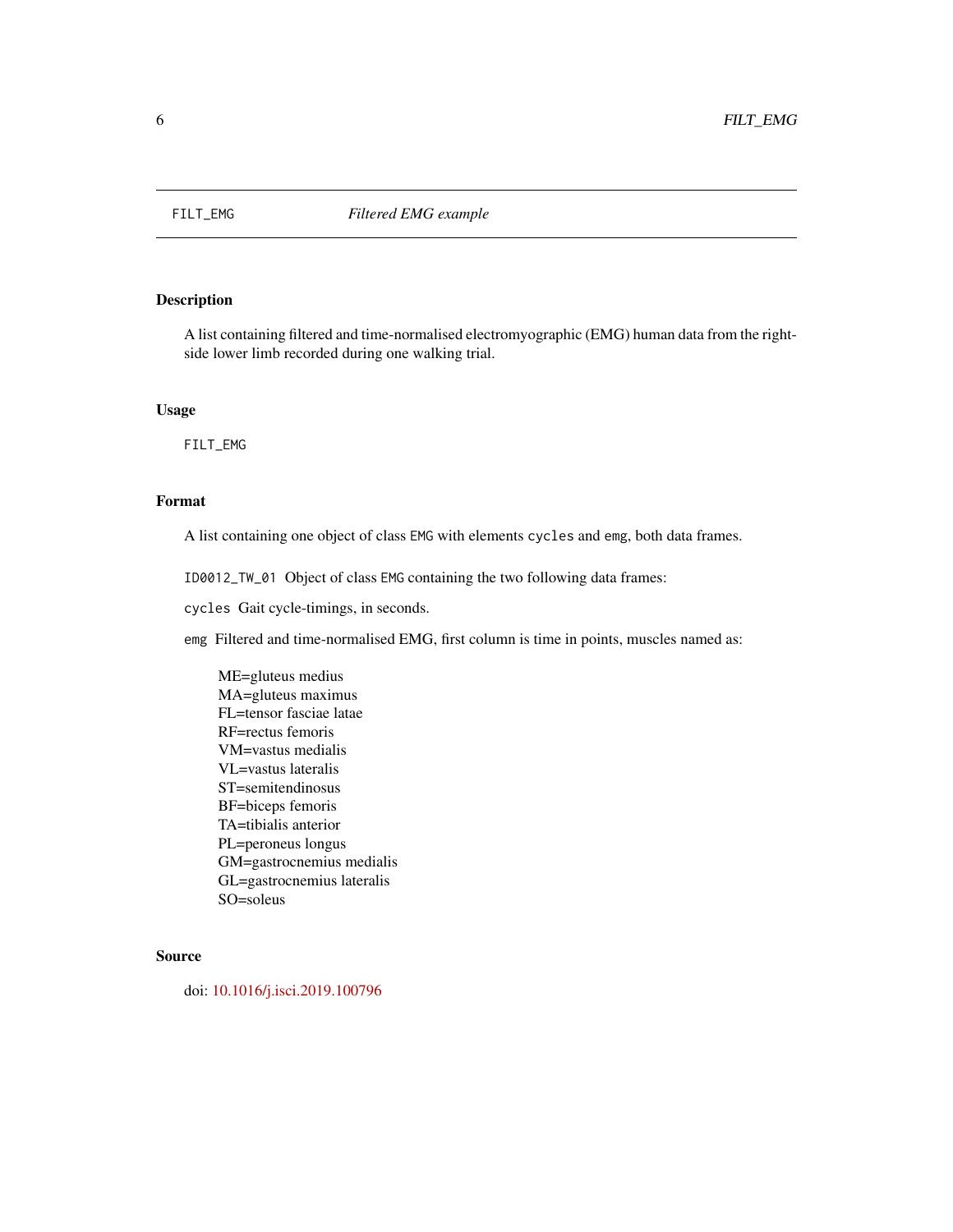## FILT_EMG *Filtered EMG example*

### Description

A list containing filtered and time-normalised electromyographic (EMG) human data from the right-side lower limb recorded during one walking trial.

### Usage

```
FILT_EMG
```

### Format

A list containing one object of class `EMG` with elements `cycles` and `emg`, both data frames.

`ID0012_TW_01` Object of class `EMG` containing the two following data frames:

`cycles` Gait cycle-timings, in seconds.

`emg` Filtered and time-normalised EMG, first column is time in points, muscles named as:

ME=gluteus medius  
MA=gluteus maximus  
FL=tensor fasciae latae  
RF=rectus femoris  
VM=vastus medialis  
VL=vastus lateralis  
ST=semitendinosus  
BF=biceps femoris  
TA=tibialis anterior  
PL=peroneus longus  
GM=gastrocnemius medialis  
GL=gastrocnemius lateralis  
SO=soleus

### Source

doi: 10.1016/j.isci.2019.100796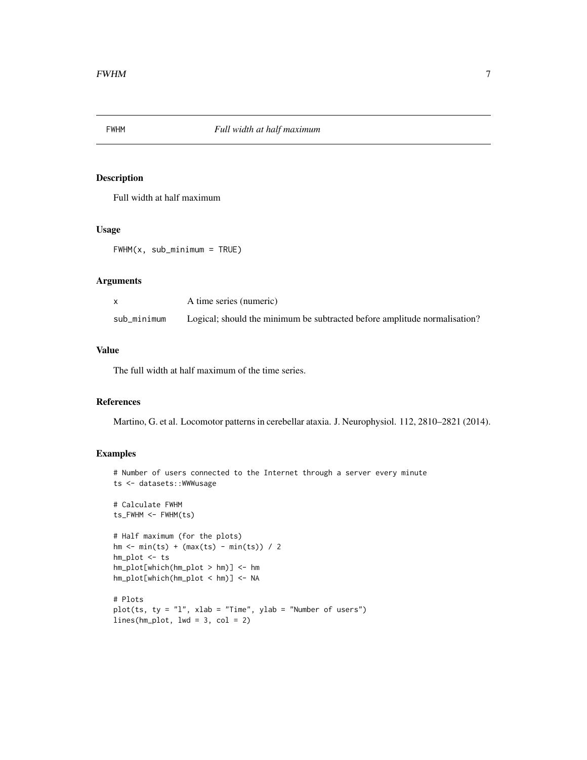# FWHM — *Full width at half maximum*

## Description

Full width at half maximum

## Usage

```
FWHM(x, sub_minimum = TRUE)
```

## Arguments

| | |
|---|---|
| x | A time series (numeric) |
| sub_minimum | Logical; should the minimum be subtracted before amplitude normalisation? |

## Value

The full width at half maximum of the time series.

## References

Martino, G. et al. Locomotor patterns in cerebellar ataxia. J. Neurophysiol. 112, 2810–2821 (2014).

## Examples

```
# Number of users connected to the Internet through a server every minute
ts <- datasets::WWWusage

# Calculate FWHM
ts_FWHM <- FWHM(ts)

# Half maximum (for the plots)
hm <- min(ts) + (max(ts) - min(ts)) / 2
hm_plot <- ts
hm_plot[which(hm_plot > hm)] <- hm
hm_plot[which(hm_plot < hm)] <- NA

# Plots
plot(ts, ty = "l", xlab = "Time", ylab = "Number of users")
lines(hm_plot, lwd = 3, col = 2)
```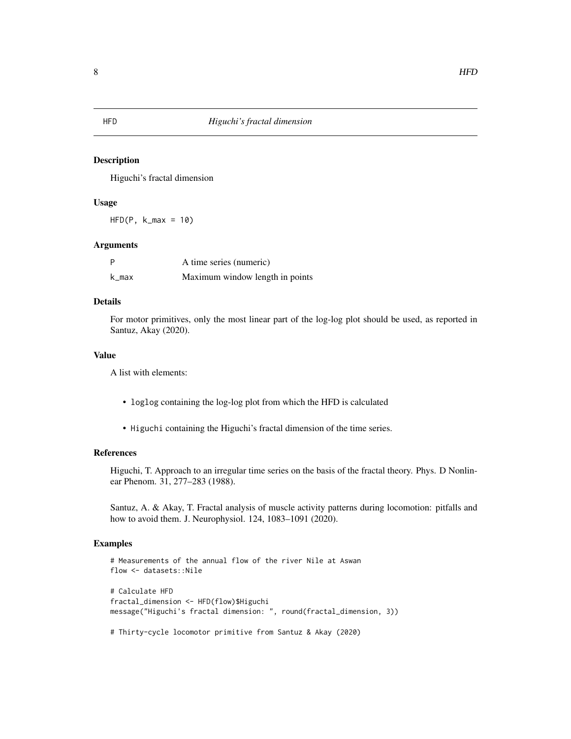# HFD — *Higuchi's fractal dimension*

## Description

Higuchi's fractal dimension

## Usage

```
HFD(P, k_max = 10)
```

## Arguments

| | |
|---|---|
| P | A time series (numeric) |
| k_max | Maximum window length in points |

## Details

For motor primitives, only the most linear part of the log-log plot should be used, as reported in Santuz, Akay (2020).

## Value

A list with elements:

- `loglog` containing the log-log plot from which the HFD is calculated
- `Higuchi` containing the Higuchi's fractal dimension of the time series.

## References

Higuchi, T. Approach to an irregular time series on the basis of the fractal theory. Phys. D Nonlinear Phenom. 31, 277–283 (1988).

Santuz, A. & Akay, T. Fractal analysis of muscle activity patterns during locomotion: pitfalls and how to avoid them. J. Neurophysiol. 124, 1083–1091 (2020).

## Examples

```
# Measurements of the annual flow of the river Nile at Aswan
flow <- datasets::Nile

# Calculate HFD
fractal_dimension <- HFD(flow)$Higuchi
message("Higuchi's fractal dimension: ", round(fractal_dimension, 3))

# Thirty-cycle locomotor primitive from Santuz & Akay (2020)
```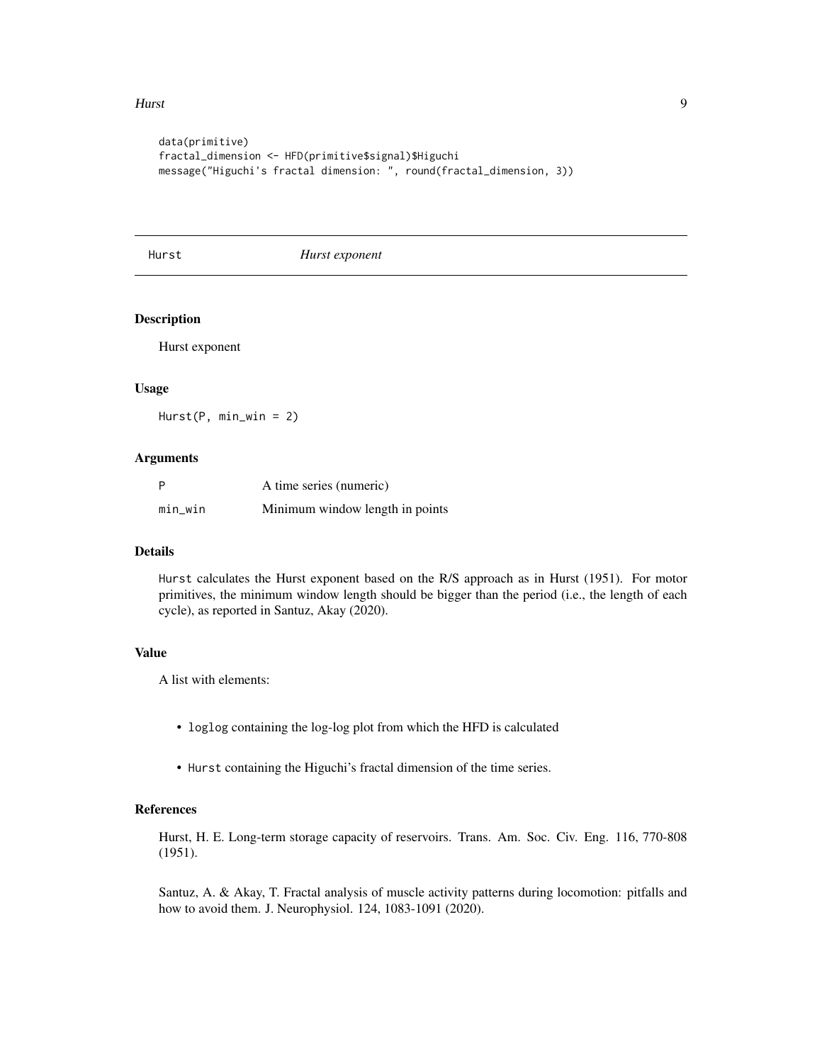```
data(primitive)
fractal_dimension <- HFD(primitive$signal)$Higuchi
message("Higuchi's fractal dimension: ", round(fractal_dimension, 3))
```

---

## Hurst *Hurst exponent*

---

### Description

Hurst exponent

### Usage

```
Hurst(P, min_win = 2)
```

### Arguments

| | |
|---|---|
| P | A time series (numeric) |
| min_win | Minimum window length in points |

### Details

Hurst calculates the Hurst exponent based on the R/S approach as in Hurst (1951). For motor primitives, the minimum window length should be bigger than the period (i.e., the length of each cycle), as reported in Santuz, Akay (2020).

### Value

A list with elements:

- loglog containing the log-log plot from which the HFD is calculated
- Hurst containing the Higuchi's fractal dimension of the time series.

### References

Hurst, H. E. Long-term storage capacity of reservoirs. Trans. Am. Soc. Civ. Eng. 116, 770-808 (1951).

Santuz, A. & Akay, T. Fractal analysis of muscle activity patterns during locomotion: pitfalls and how to avoid them. J. Neurophysiol. 124, 1083-1091 (2020).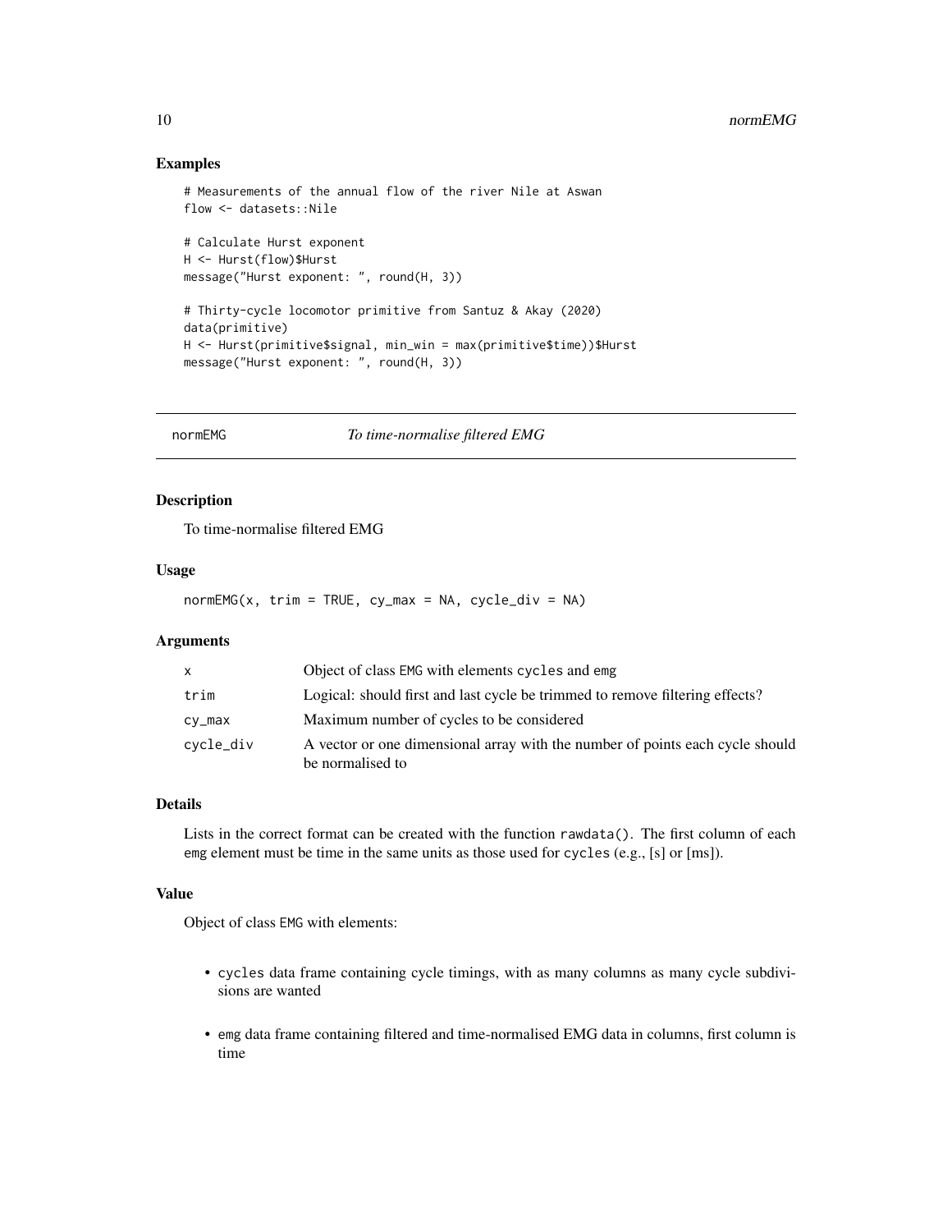## Examples

```
# Measurements of the annual flow of the river Nile at Aswan
flow <- datasets::Nile

# Calculate Hurst exponent
H <- Hurst(flow)$Hurst
message("Hurst exponent: ", round(H, 3))

# Thirty-cycle locomotor primitive from Santuz & Akay (2020)
data(primitive)
H <- Hurst(primitive$signal, min_win = max(primitive$time))$Hurst
message("Hurst exponent: ", round(H, 3))
```

---

# normEMG    *To time-normalise filtered EMG*

## Description

To time-normalise filtered EMG

## Usage

```
normEMG(x, trim = TRUE, cy_max = NA, cycle_div = NA)
```

## Arguments

| | |
|---|---|
| x | Object of class EMG with elements cycles and emg |
| trim | Logical: should first and last cycle be trimmed to remove filtering effects? |
| cy_max | Maximum number of cycles to be considered |
| cycle_div | A vector or one dimensional array with the number of points each cycle should be normalised to |

## Details

Lists in the correct format can be created with the function `rawdata()`. The first column of each `emg` element must be time in the same units as those used for `cycles` (e.g., [s] or [ms]).

## Value

Object of class EMG with elements:

- `cycles` data frame containing cycle timings, with as many columns as many cycle subdivisions are wanted
- `emg` data frame containing filtered and time-normalised EMG data in columns, first column is time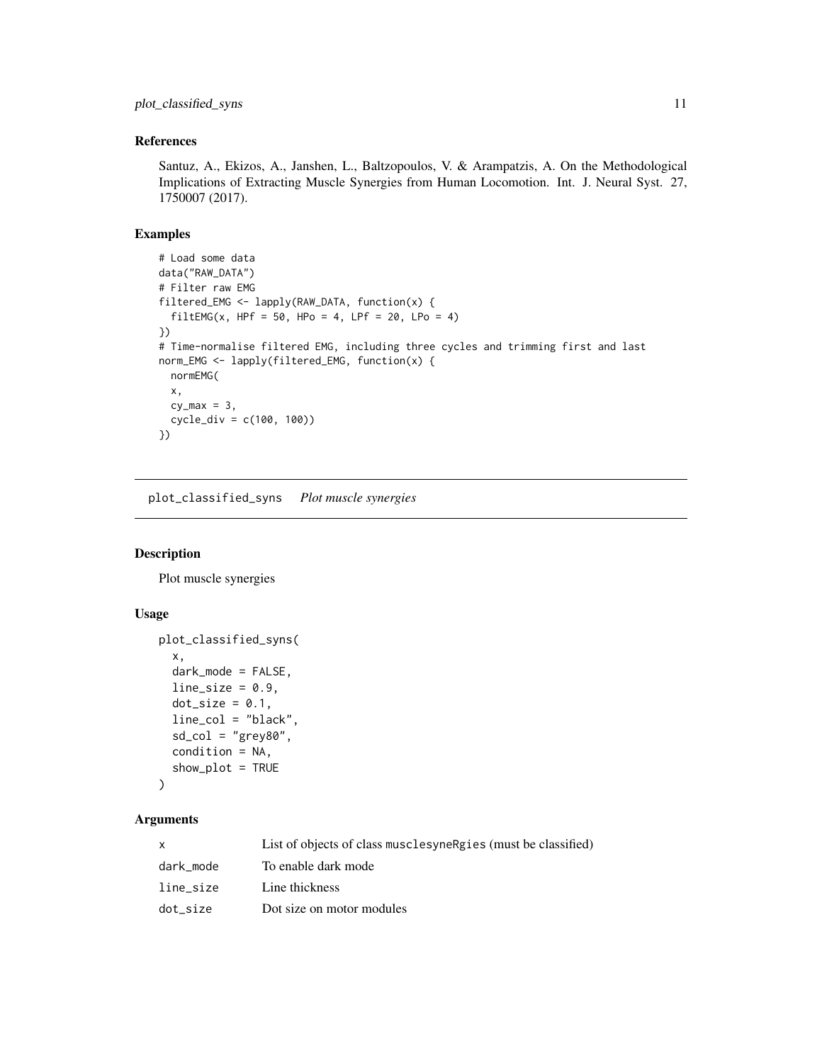### References

Santuz, A., Ekizos, A., Janshen, L., Baltzopoulos, V. & Arampatzis, A. On the Methodological Implications of Extracting Muscle Synergies from Human Locomotion. Int. J. Neural Syst. 27, 1750007 (2017).

### Examples

```
# Load some data
data("RAW_DATA")
# Filter raw EMG
filtered_EMG <- lapply(RAW_DATA, function(x) {
  filtEMG(x, HPf = 50, HPo = 4, LPf = 20, LPo = 4)
})
# Time-normalise filtered EMG, including three cycles and trimming first and last
norm_EMG <- lapply(filtered_EMG, function(x) {
  normEMG(
  x,
  cy_max = 3,
  cycle_div = c(100, 100))
})
```

---

## plot_classified_syns    *Plot muscle synergies*

### Description

Plot muscle synergies

### Usage

```
plot_classified_syns(
  x,
  dark_mode = FALSE,
  line_size = 0.9,
  dot_size = 0.1,
  line_col = "black",
  sd_col = "grey80",
  condition = NA,
  show_plot = TRUE
)
```

### Arguments

| | |
|---|---|
| x | List of objects of class musclesyneRgies (must be classified) |
| dark_mode | To enable dark mode |
| line_size | Line thickness |
| dot_size | Dot size on motor modules |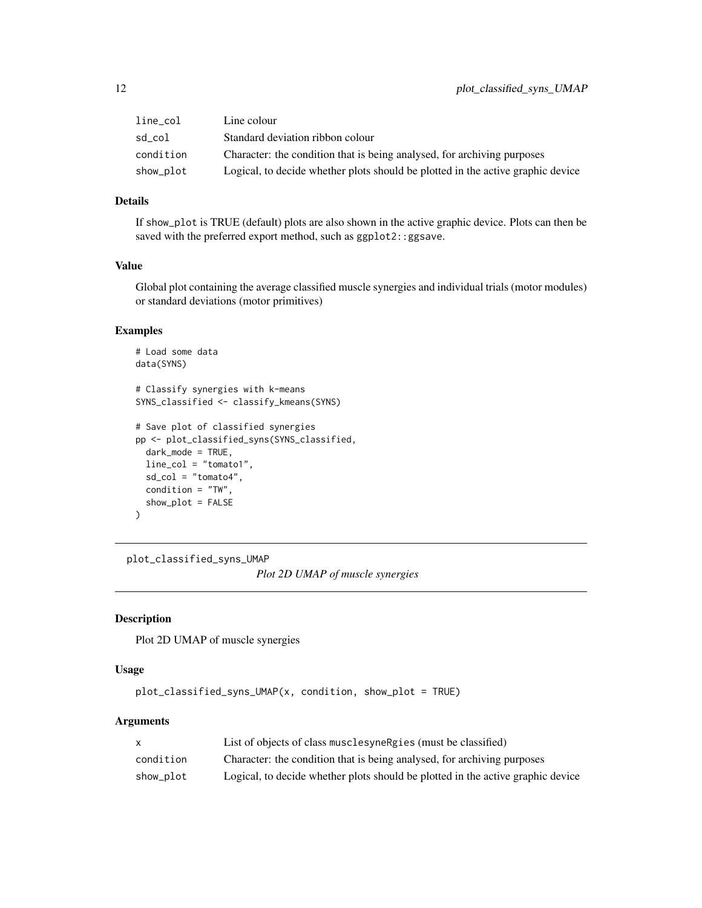| | |
|---|---|
| line_col | Line colour |
| sd_col | Standard deviation ribbon colour |
| condition | Character: the condition that is being analysed, for archiving purposes |
| show_plot | Logical, to decide whether plots should be plotted in the active graphic device |

### Details

If show_plot is TRUE (default) plots are also shown in the active graphic device. Plots can then be saved with the preferred export method, such as ggplot2::ggsave.

### Value

Global plot containing the average classified muscle synergies and individual trials (motor modules) or standard deviations (motor primitives)

### Examples

```
# Load some data
data(SYNS)

# Classify synergies with k-means
SYNS_classified <- classify_kmeans(SYNS)

# Save plot of classified synergies
pp <- plot_classified_syns(SYNS_classified,
  dark_mode = TRUE,
  line_col = "tomato1",
  sd_col = "tomato4",
  condition = "TW",
  show_plot = FALSE
)
```

---

## plot_classified_syns_UMAP

*Plot 2D UMAP of muscle synergies*

---

### Description

Plot 2D UMAP of muscle synergies

### Usage

```
plot_classified_syns_UMAP(x, condition, show_plot = TRUE)
```

### Arguments

| | |
|---|---|
| x | List of objects of class musclesyneRgies (must be classified) |
| condition | Character: the condition that is being analysed, for archiving purposes |
| show_plot | Logical, to decide whether plots should be plotted in the active graphic device |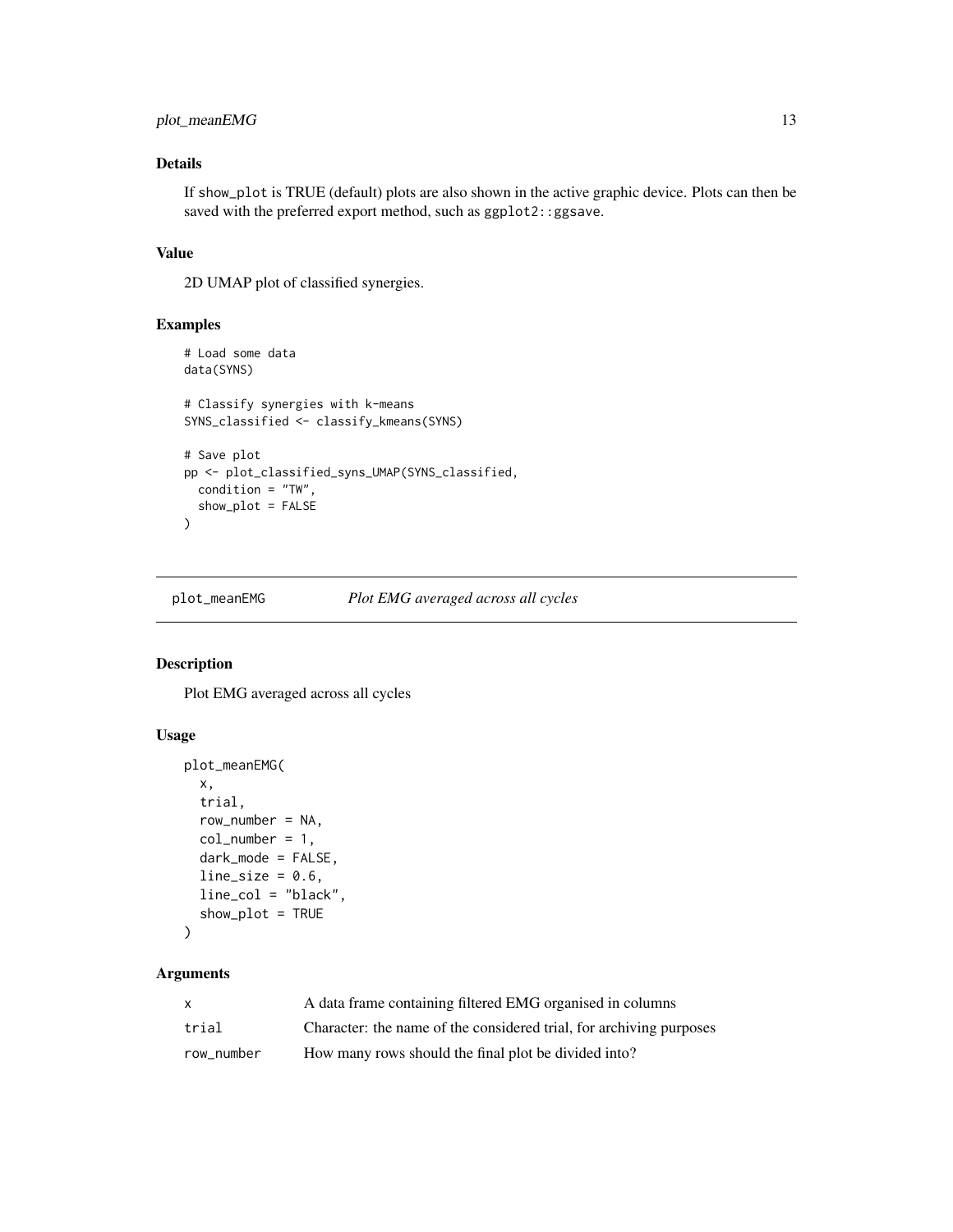### Details

If show_plot is TRUE (default) plots are also shown in the active graphic device. Plots can then be saved with the preferred export method, such as ggplot2::ggsave.

### Value

2D UMAP plot of classified synergies.

### Examples

```
# Load some data
data(SYNS)

# Classify synergies with k-means
SYNS_classified <- classify_kmeans(SYNS)

# Save plot
pp <- plot_classified_syns_UMAP(SYNS_classified,
  condition = "TW",
  show_plot = FALSE
)
```

---

## plot_meanEMG — *Plot EMG averaged across all cycles*

### Description

Plot EMG averaged across all cycles

### Usage

```
plot_meanEMG(
  x,
  trial,
  row_number = NA,
  col_number = 1,
  dark_mode = FALSE,
  line_size = 0.6,
  line_col = "black",
  show_plot = TRUE
)
```

### Arguments

| | |
|---|---|
| x | A data frame containing filtered EMG organised in columns |
| trial | Character: the name of the considered trial, for archiving purposes |
| row_number | How many rows should the final plot be divided into? |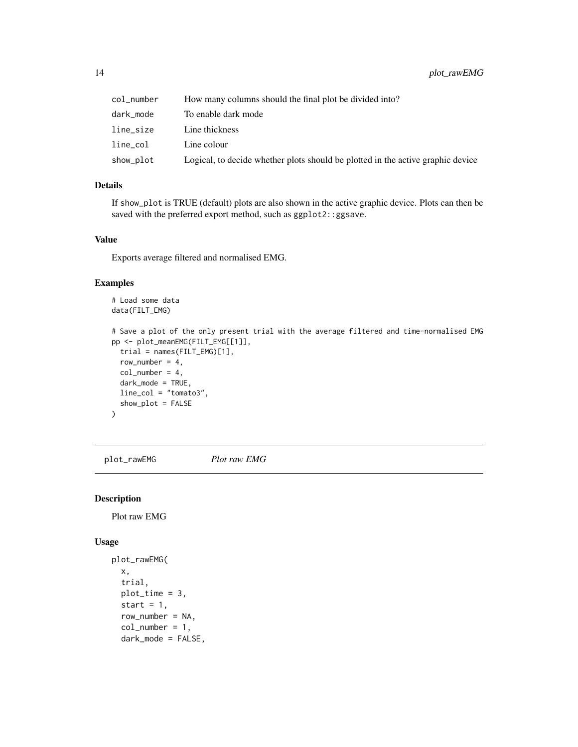| | |
|---|---|
| col_number | How many columns should the final plot be divided into? |
| dark_mode | To enable dark mode |
| line_size | Line thickness |
| line_col | Line colour |
| show_plot | Logical, to decide whether plots should be plotted in the active graphic device |

### Details

If show_plot is TRUE (default) plots are also shown in the active graphic device. Plots can then be saved with the preferred export method, such as ggplot2::ggsave.

### Value

Exports average filtered and normalised EMG.

### Examples

```
# Load some data
data(FILT_EMG)

# Save a plot of the only present trial with the average filtered and time-normalised EMG
pp <- plot_meanEMG(FILT_EMG[[1]],
  trial = names(FILT_EMG)[1],
  row_number = 4,
  col_number = 4,
  dark_mode = TRUE,
  line_col = "tomato3",
  show_plot = FALSE
)
```

---

## plot_rawEMG *Plot raw EMG*

### Description

Plot raw EMG

### Usage

```
plot_rawEMG(
  x,
  trial,
  plot_time = 3,
  start = 1,
  row_number = NA,
  col_number = 1,
  dark_mode = FALSE,
```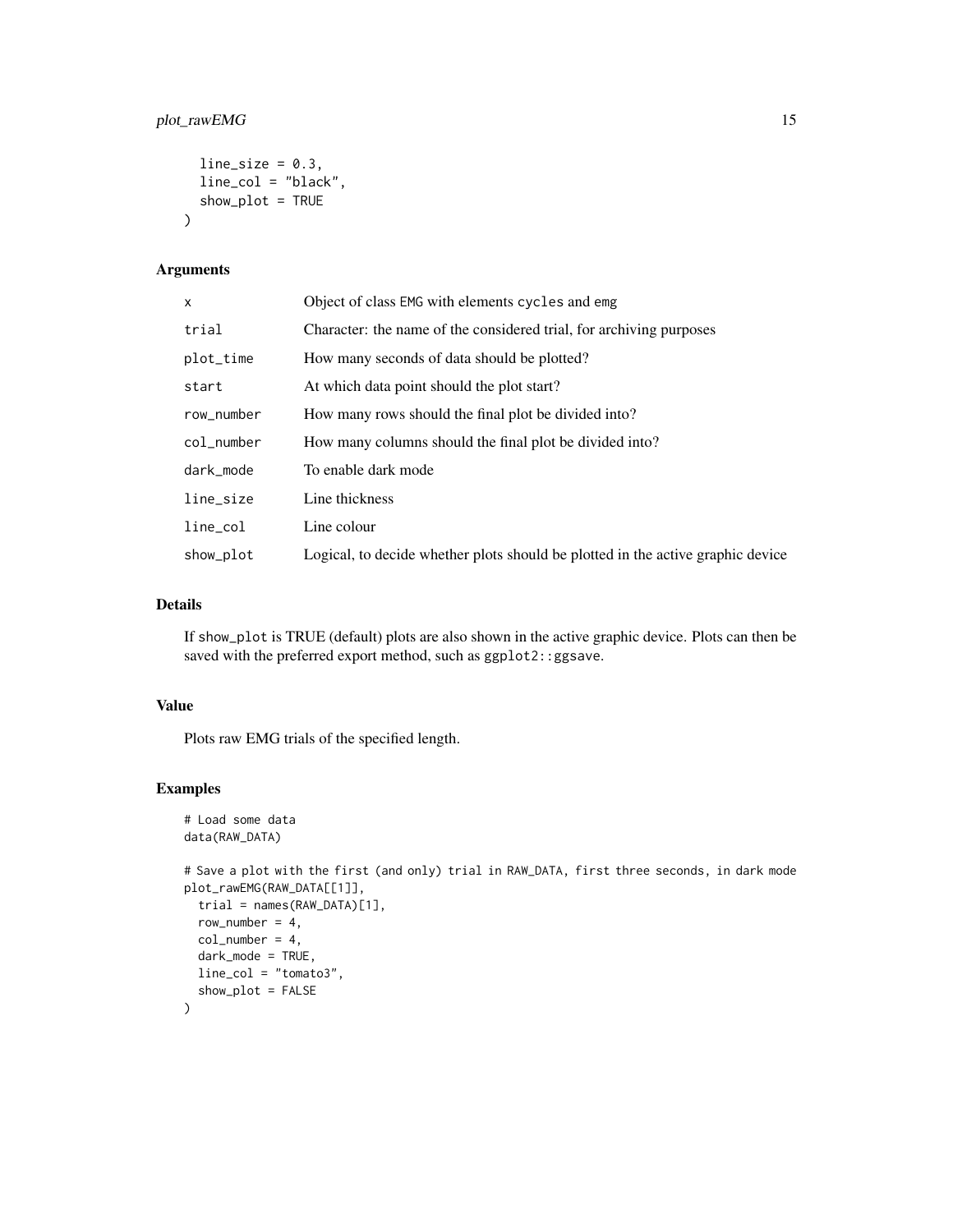```
  line_size = 0.3,
  line_col = "black",
  show_plot = TRUE
)
```

### Arguments

| | |
|---|---|
| x | Object of class EMG with elements cycles and emg |
| trial | Character: the name of the considered trial, for archiving purposes |
| plot_time | How many seconds of data should be plotted? |
| start | At which data point should the plot start? |
| row_number | How many rows should the final plot be divided into? |
| col_number | How many columns should the final plot be divided into? |
| dark_mode | To enable dark mode |
| line_size | Line thickness |
| line_col | Line colour |
| show_plot | Logical, to decide whether plots should be plotted in the active graphic device |

### Details

If show_plot is TRUE (default) plots are also shown in the active graphic device. Plots can then be saved with the preferred export method, such as ggplot2::ggsave.

### Value

Plots raw EMG trials of the specified length.

### Examples

```
# Load some data
data(RAW_DATA)

# Save a plot with the first (and only) trial in RAW_DATA, first three seconds, in dark mode
plot_rawEMG(RAW_DATA[[1]],
  trial = names(RAW_DATA)[1],
  row_number = 4,
  col_number = 4,
  dark_mode = TRUE,
  line_col = "tomato3",
  show_plot = FALSE
)
```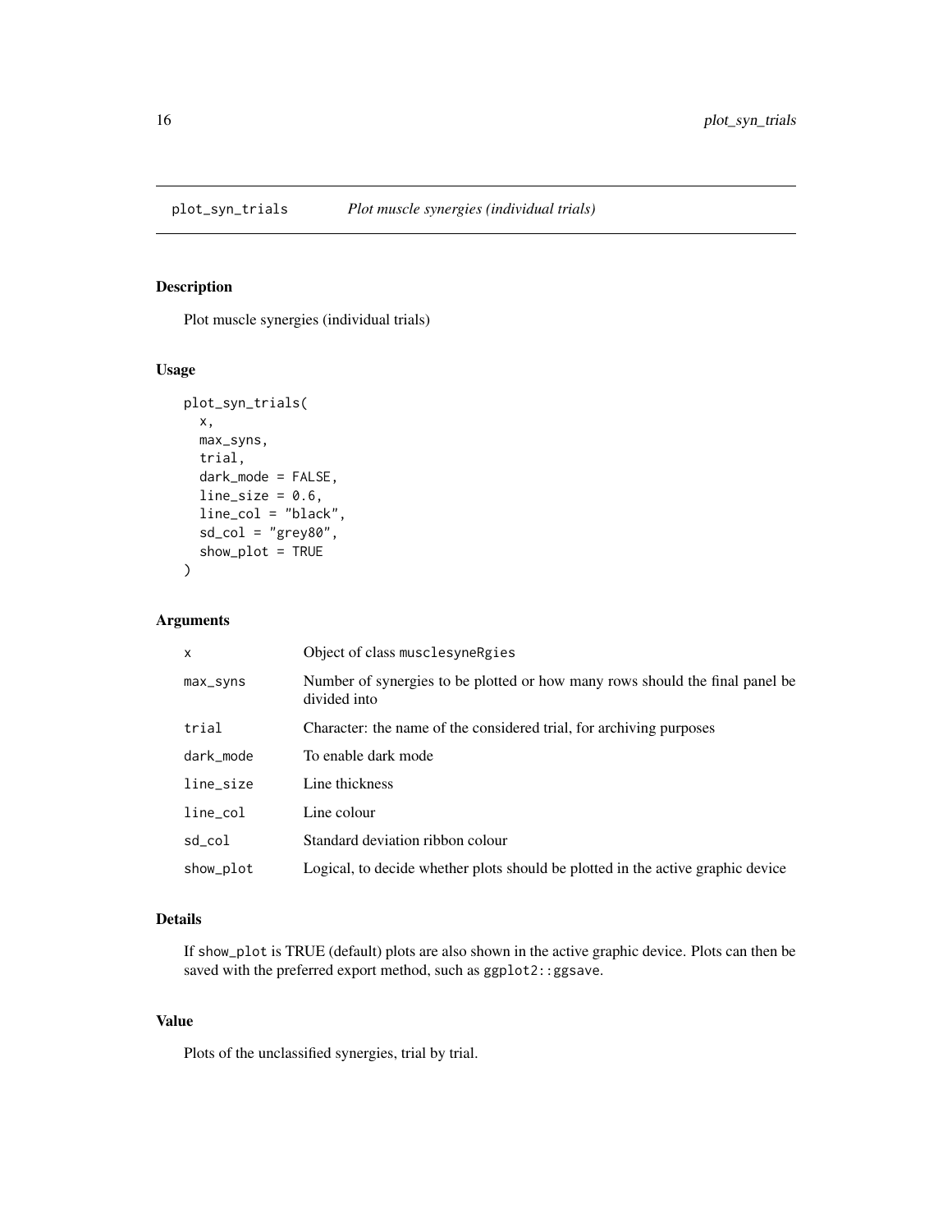# plot_syn_trials *Plot muscle synergies (individual trials)*

## Description

Plot muscle synergies (individual trials)

## Usage

```
plot_syn_trials(
  x,
  max_syns,
  trial,
  dark_mode = FALSE,
  line_size = 0.6,
  line_col = "black",
  sd_col = "grey80",
  show_plot = TRUE
)
```

## Arguments

| | |
|---|---|
| `x` | Object of class `musclesyneRgies` |
| `max_syns` | Number of synergies to be plotted or how many rows should the final panel be divided into |
| `trial` | Character: the name of the considered trial, for archiving purposes |
| `dark_mode` | To enable dark mode |
| `line_size` | Line thickness |
| `line_col` | Line colour |
| `sd_col` | Standard deviation ribbon colour |
| `show_plot` | Logical, to decide whether plots should be plotted in the active graphic device |

## Details

If `show_plot` is TRUE (default) plots are also shown in the active graphic device. Plots can then be saved with the preferred export method, such as `ggplot2::ggsave`.

## Value

Plots of the unclassified synergies, trial by trial.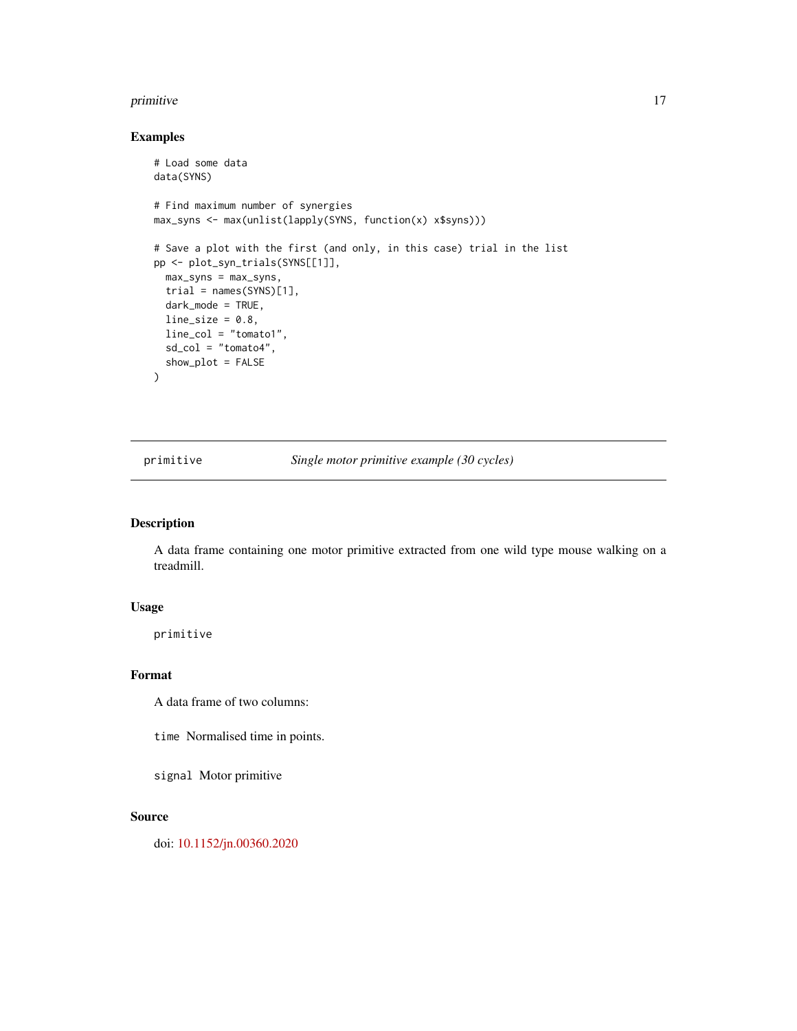## Examples

```
# Load some data
data(SYNS)

# Find maximum number of synergies
max_syns <- max(unlist(lapply(SYNS, function(x) x$syns)))

# Save a plot with the first (and only, in this case) trial in the list
pp <- plot_syn_trials(SYNS[[1]],
  max_syns = max_syns,
  trial = names(SYNS)[1],
  dark_mode = TRUE,
  line_size = 0.8,
  line_col = "tomato1",
  sd_col = "tomato4",
  show_plot = FALSE
)
```

---

# primitive — *Single motor primitive example (30 cycles)*

---

## Description

A data frame containing one motor primitive extracted from one wild type mouse walking on a treadmill.

## Usage

```
primitive
```

## Format

A data frame of two columns:

`time` Normalised time in points.

`signal` Motor primitive

## Source

doi: 10.1152/jn.00360.2020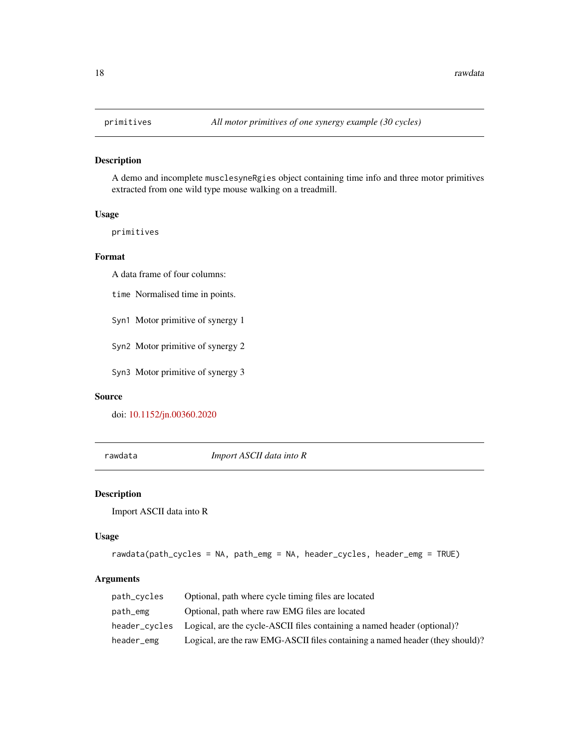## primitives — *All motor primitives of one synergy example (30 cycles)*

### Description

A demo and incomplete `musclesyneRgies` object containing time info and three motor primitives extracted from one wild type mouse walking on a treadmill.

### Usage

```
primitives
```

### Format

A data frame of four columns:

- `time` Normalised time in points.
- `Syn1` Motor primitive of synergy 1
- `Syn2` Motor primitive of synergy 2
- `Syn3` Motor primitive of synergy 3

### Source

doi: 10.1152/jn.00360.2020

## rawdata — *Import ASCII data into R*

### Description

Import ASCII data into R

### Usage

```
rawdata(path_cycles = NA, path_emg = NA, header_cycles, header_emg = TRUE)
```

### Arguments

| | |
|---|---|
| `path_cycles` | Optional, path where cycle timing files are located |
| `path_emg` | Optional, path where raw EMG files are located |
| `header_cycles` | Logical, are the cycle-ASCII files containing a named header (optional)? |
| `header_emg` | Logical, are the raw EMG-ASCII files containing a named header (they should)? |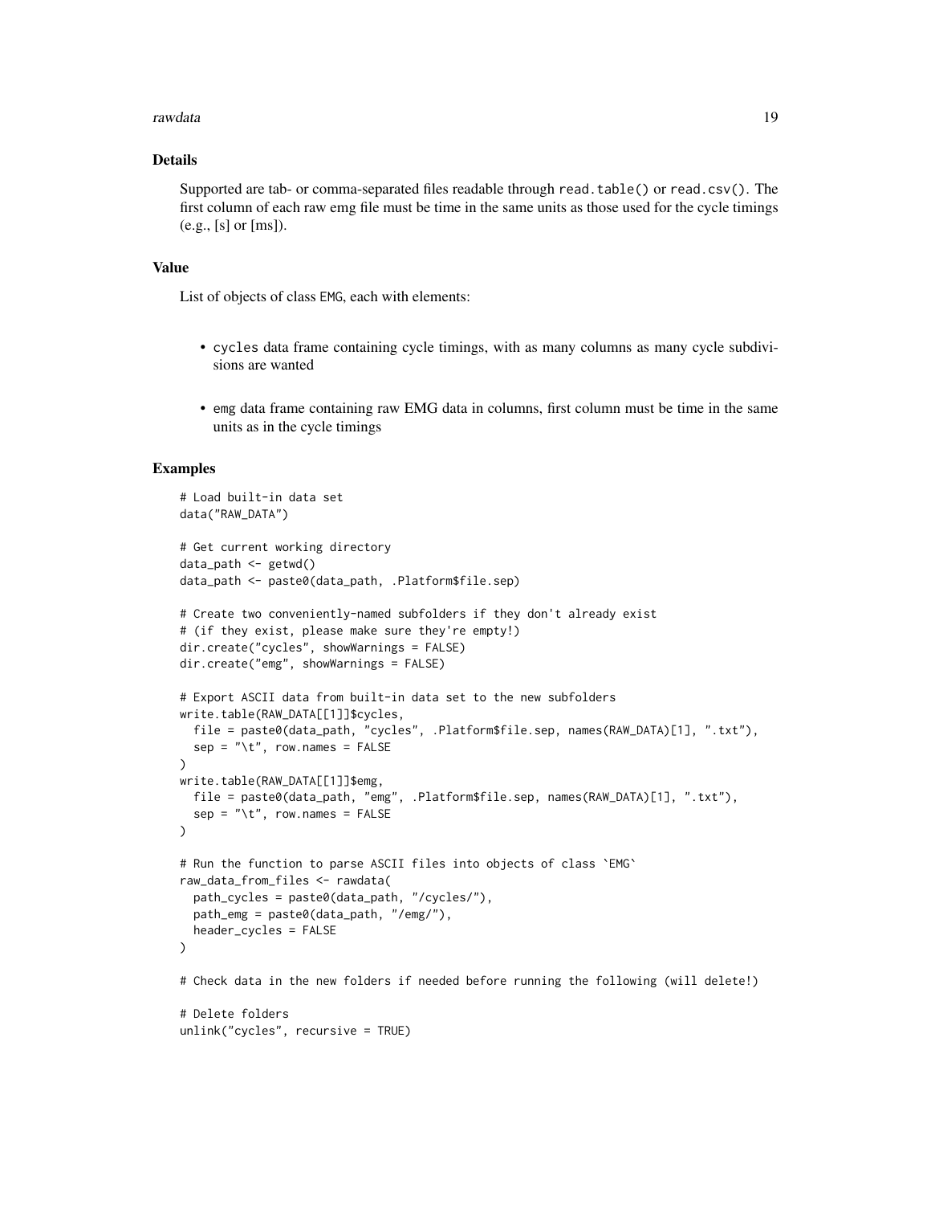## Details

Supported are tab- or comma-separated files readable through `read.table()` or `read.csv()`. The first column of each raw emg file must be time in the same units as those used for the cycle timings (e.g., [s] or [ms]).

## Value

List of objects of class `EMG`, each with elements:

- `cycles` data frame containing cycle timings, with as many columns as many cycle subdivisions are wanted
- `emg` data frame containing raw EMG data in columns, first column must be time in the same units as in the cycle timings

## Examples

```
# Load built-in data set
data("RAW_DATA")

# Get current working directory
data_path <- getwd()
data_path <- paste0(data_path, .Platform$file.sep)

# Create two conveniently-named subfolders if they don't already exist
# (if they exist, please make sure they're empty!)
dir.create("cycles", showWarnings = FALSE)
dir.create("emg", showWarnings = FALSE)

# Export ASCII data from built-in data set to the new subfolders
write.table(RAW_DATA[[1]]$cycles,
  file = paste0(data_path, "cycles", .Platform$file.sep, names(RAW_DATA)[1], ".txt"),
  sep = "\t", row.names = FALSE
)
write.table(RAW_DATA[[1]]$emg,
  file = paste0(data_path, "emg", .Platform$file.sep, names(RAW_DATA)[1], ".txt"),
  sep = "\t", row.names = FALSE
)

# Run the function to parse ASCII files into objects of class `EMG`
raw_data_from_files <- rawdata(
  path_cycles = paste0(data_path, "/cycles/"),
  path_emg = paste0(data_path, "/emg/"),
  header_cycles = FALSE
)

# Check data in the new folders if needed before running the following (will delete!)

# Delete folders
unlink("cycles", recursive = TRUE)
```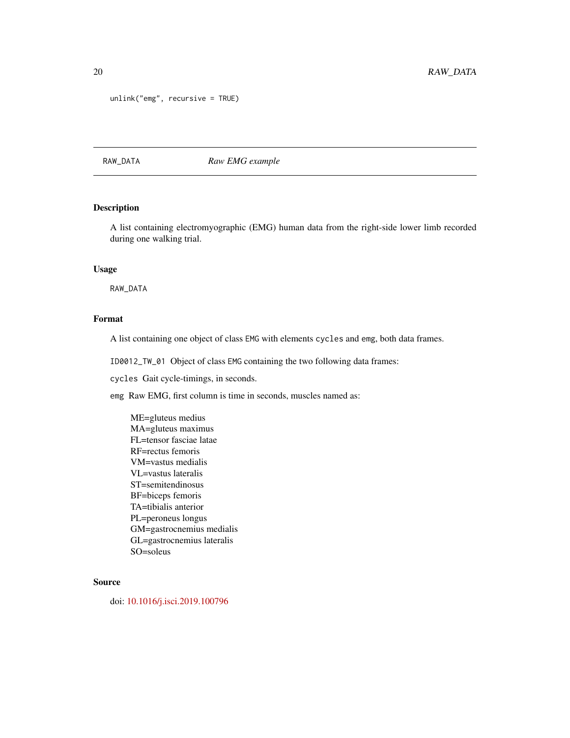```
unlink("emg", recursive = TRUE)
```

## RAW_DATA *Raw EMG example*

### Description

A list containing electromyographic (EMG) human data from the right-side lower limb recorded during one walking trial.

### Usage

```
RAW_DATA
```

### Format

A list containing one object of class `EMG` with elements `cycles` and `emg`, both data frames.

`ID0012_TW_01` Object of class `EMG` containing the two following data frames:

`cycles` Gait cycle-timings, in seconds.

`emg` Raw EMG, first column is time in seconds, muscles named as:

ME=gluteus medius
MA=gluteus maximus
FL=tensor fasciae latae
RF=rectus femoris
VM=vastus medialis
VL=vastus lateralis
ST=semitendinosus
BF=biceps femoris
TA=tibialis anterior
PL=peroneus longus
GM=gastrocnemius medialis
GL=gastrocnemius lateralis
SO=soleus

### Source

doi: 10.1016/j.isci.2019.100796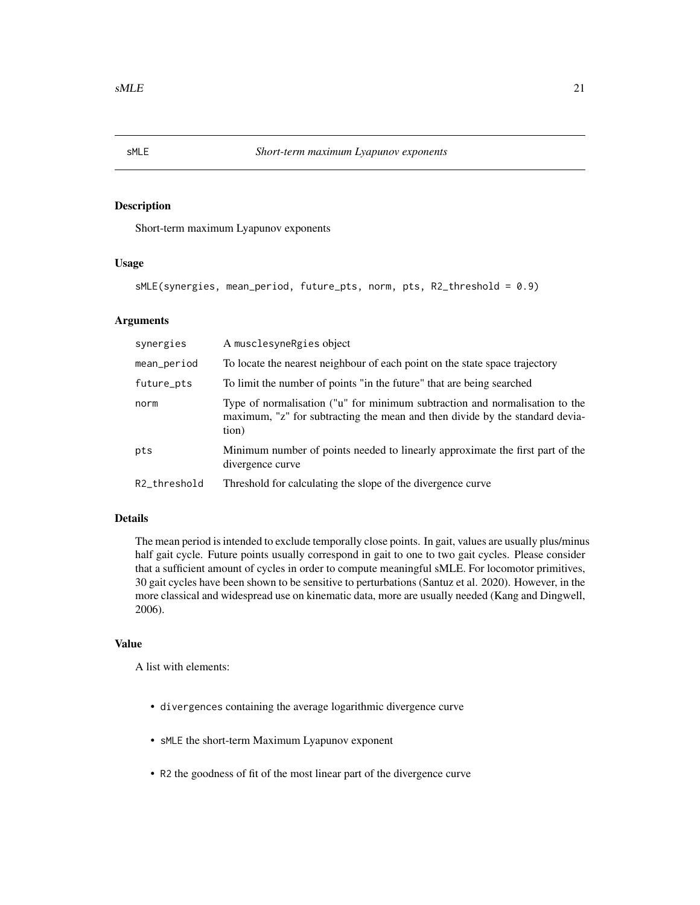## sMLE — *Short-term maximum Lyapunov exponents*

### Description

Short-term maximum Lyapunov exponents

### Usage

```
sMLE(synergies, mean_period, future_pts, norm, pts, R2_threshold = 0.9)
```

### Arguments

| Argument | Description |
| --- | --- |
| `synergies` | A `musclesyneRgies` object |
| `mean_period` | To locate the nearest neighbour of each point on the state space trajectory |
| `future_pts` | To limit the number of points "in the future" that are being searched |
| `norm` | Type of normalisation ("u" for minimum subtraction and normalisation to the maximum, "z" for subtracting the mean and then divide by the standard deviation) |
| `pts` | Minimum number of points needed to linearly approximate the first part of the divergence curve |
| `R2_threshold` | Threshold for calculating the slope of the divergence curve |

### Details

The mean period is intended to exclude temporally close points. In gait, values are usually plus/minus half gait cycle. Future points usually correspond in gait to one to two gait cycles. Please consider that a sufficient amount of cycles in order to compute meaningful sMLE. For locomotor primitives, 30 gait cycles have been shown to be sensitive to perturbations (Santuz et al. 2020). However, in the more classical and widespread use on kinematic data, more are usually needed (Kang and Dingwell, 2006).

### Value

A list with elements:

- `divergences` containing the average logarithmic divergence curve
- `sMLE` the short-term Maximum Lyapunov exponent
- `R2` the goodness of fit of the most linear part of the divergence curve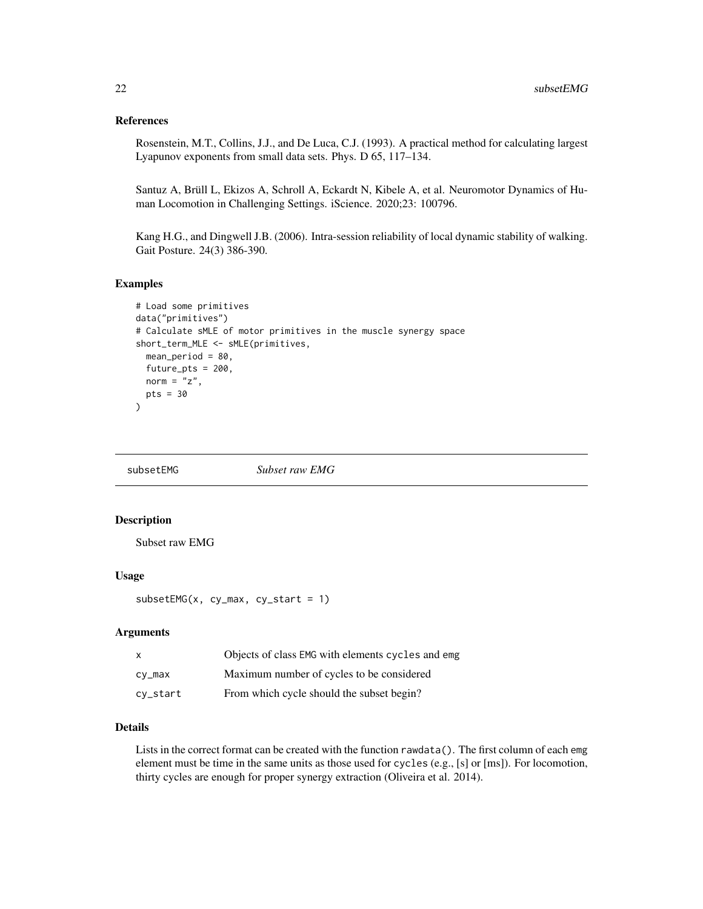### References

Rosenstein, M.T., Collins, J.J., and De Luca, C.J. (1993). A practical method for calculating largest Lyapunov exponents from small data sets. Phys. D 65, 117–134.

Santuz A, Brüll L, Ekizos A, Schroll A, Eckardt N, Kibele A, et al. Neuromotor Dynamics of Human Locomotion in Challenging Settings. iScience. 2020;23: 100796.

Kang H.G., and Dingwell J.B. (2006). Intra-session reliability of local dynamic stability of walking. Gait Posture. 24(3) 386-390.

### Examples

```
# Load some primitives
data("primitives")
# Calculate sMLE of motor primitives in the muscle synergy space
short_term_MLE <- sMLE(primitives,
  mean_period = 80,
  future_pts = 200,
  norm = "z",
  pts = 30
)
```

---

## subsetEMG    *Subset raw EMG*

---

### Description

Subset raw EMG

### Usage

```
subsetEMG(x, cy_max, cy_start = 1)
```

### Arguments

| | |
|---|---|
| x | Objects of class EMG with elements cycles and emg |
| cy_max | Maximum number of cycles to be considered |
| cy_start | From which cycle should the subset begin? |

### Details

Lists in the correct format can be created with the function rawdata(). The first column of each emg element must be time in the same units as those used for cycles (e.g., [s] or [ms]). For locomotion, thirty cycles are enough for proper synergy extraction (Oliveira et al. 2014).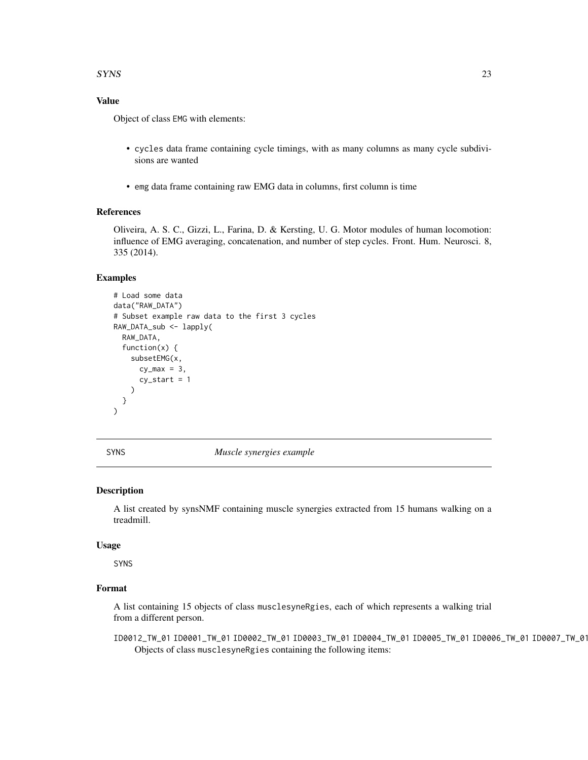### Value

Object of class EMG with elements:

- cycles data frame containing cycle timings, with as many columns as many cycle subdivisions are wanted
- emg data frame containing raw EMG data in columns, first column is time

### References

Oliveira, A. S. C., Gizzi, L., Farina, D. & Kersting, U. G. Motor modules of human locomotion: influence of EMG averaging, concatenation, and number of step cycles. Front. Hum. Neurosci. 8, 335 (2014).

### Examples

```
# Load some data
data("RAW_DATA")
# Subset example raw data to the first 3 cycles
RAW_DATA_sub <- lapply(
  RAW_DATA,
  function(x) {
    subsetEMG(x,
      cy_max = 3,
      cy_start = 1
    )
  }
)
```

---

## SYNS *Muscle synergies example*

### Description

A list created by synsNMF containing muscle synergies extracted from 15 humans walking on a treadmill.

### Usage

SYNS

### Format

A list containing 15 objects of class musclesyneRgies, each of which represents a walking trial from a different person.

ID0012_TW_01 ID0001_TW_01 ID0002_TW_01 ID0003_TW_01 ID0004_TW_01 ID0005_TW_01 ID0006_TW_01 ID0007_TW_01
: Objects of class musclesyneRgies containing the following items: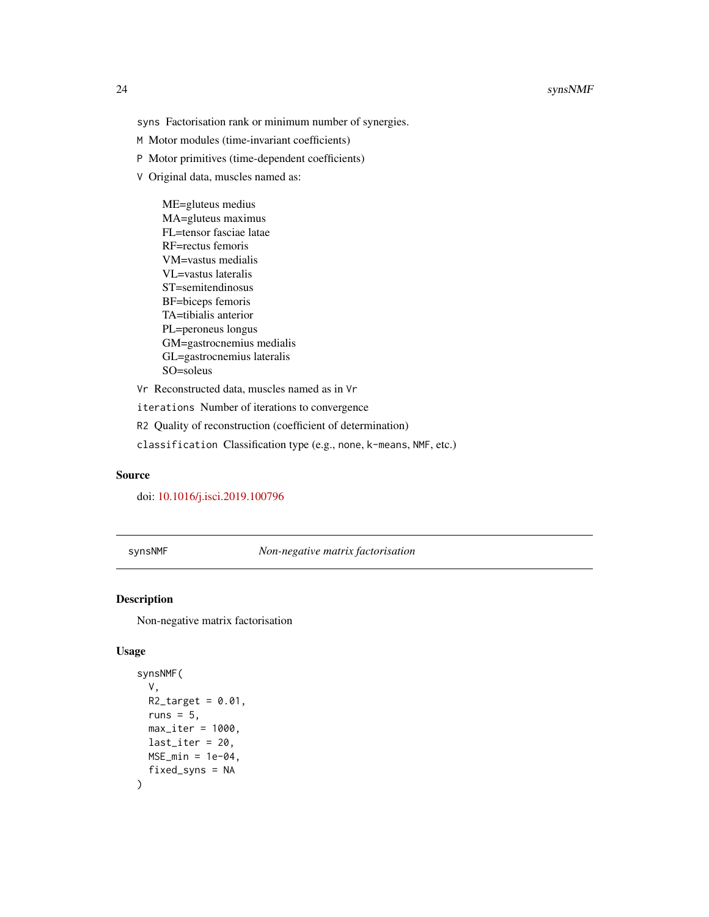`syns` Factorisation rank or minimum number of synergies.

`M` Motor modules (time-invariant coefficients)

`P` Motor primitives (time-dependent coefficients)

`V` Original data, muscles named as:

ME=gluteus medius
MA=gluteus maximus
FL=tensor fasciae latae
RF=rectus femoris
VM=vastus medialis
VL=vastus lateralis
ST=semitendinosus
BF=biceps femoris
TA=tibialis anterior
PL=peroneus longus
GM=gastrocnemius medialis
GL=gastrocnemius lateralis
SO=soleus

`Vr` Reconstructed data, muscles named as in `Vr`

`iterations` Number of iterations to convergence

`R2` Quality of reconstruction (coefficient of determination)

`classification` Classification type (e.g., `none`, `k-means`, `NMF`, etc.)

## Source

doi: 10.1016/j.isci.2019.100796

---

## synsNMF *Non-negative matrix factorisation*

### Description

Non-negative matrix factorisation

### Usage

```
synsNMF(
  V,
  R2_target = 0.01,
  runs = 5,
  max_iter = 1000,
  last_iter = 20,
  MSE_min = 1e-04,
  fixed_syns = NA
)
```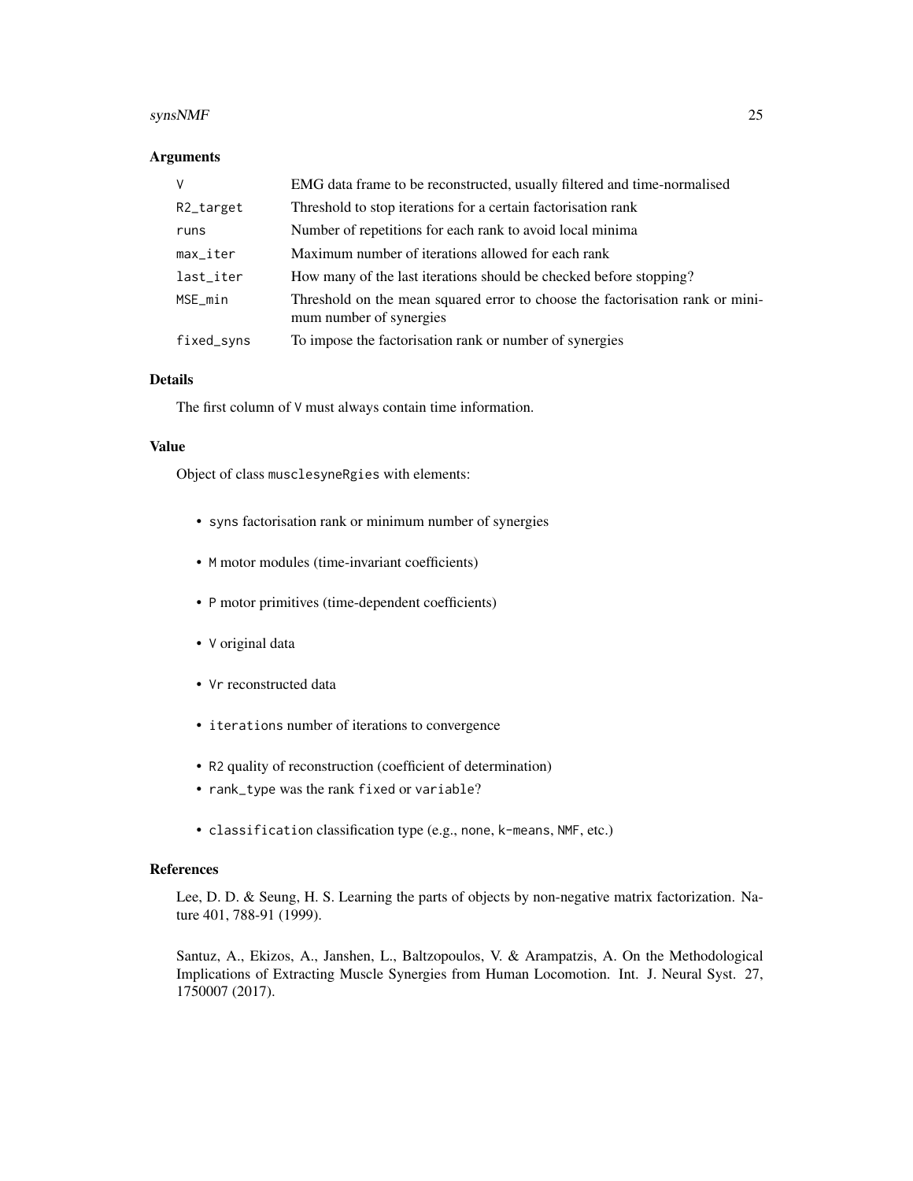### Arguments

| | |
|---|---|
| `V` | EMG data frame to be reconstructed, usually filtered and time-normalised |
| `R2_target` | Threshold to stop iterations for a certain factorisation rank |
| `runs` | Number of repetitions for each rank to avoid local minima |
| `max_iter` | Maximum number of iterations allowed for each rank |
| `last_iter` | How many of the last iterations should be checked before stopping? |
| `MSE_min` | Threshold on the mean squared error to choose the factorisation rank or minimum number of synergies |
| `fixed_syns` | To impose the factorisation rank or number of synergies |

### Details

The first column of `V` must always contain time information.

### Value

Object of class `musclesyneRgies` with elements:

- `syns` factorisation rank or minimum number of synergies
- `M` motor modules (time-invariant coefficients)
- `P` motor primitives (time-dependent coefficients)
- `V` original data
- `Vr` reconstructed data
- `iterations` number of iterations to convergence
- `R2` quality of reconstruction (coefficient of determination)
- `rank_type` was the rank `fixed` or `variable`?
- `classification` classification type (e.g., `none`, `k-means`, `NMF`, etc.)

### References

Lee, D. D. & Seung, H. S. Learning the parts of objects by non-negative matrix factorization. Nature 401, 788-91 (1999).

Santuz, A., Ekizos, A., Janshen, L., Baltzopoulos, V. & Arampatzis, A. On the Methodological Implications of Extracting Muscle Synergies from Human Locomotion. Int. J. Neural Syst. 27, 1750007 (2017).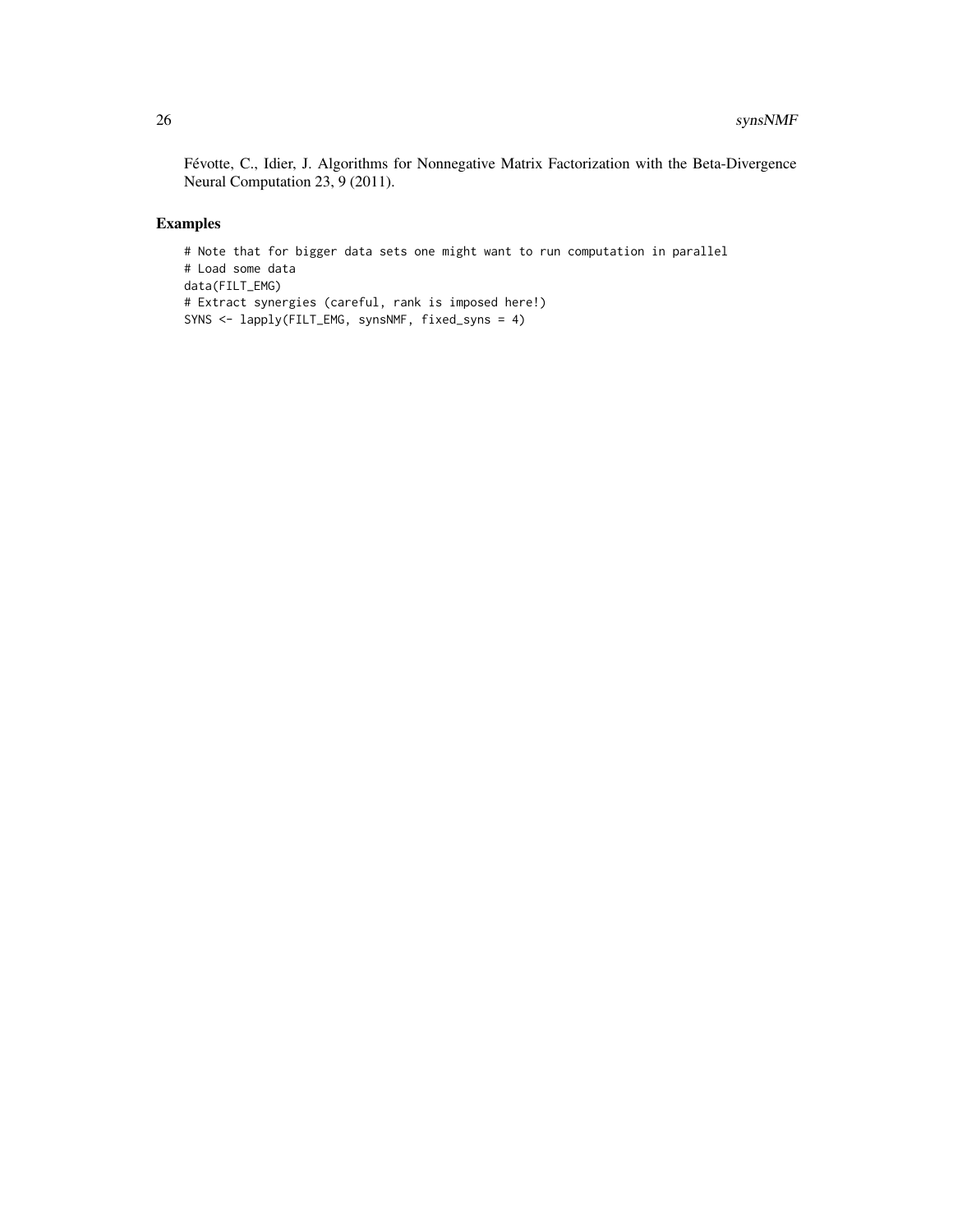Févotte, C., Idier, J. Algorithms for Nonnegative Matrix Factorization with the Beta-Divergence Neural Computation 23, 9 (2011).

## Examples

```
# Note that for bigger data sets one might want to run computation in parallel
# Load some data
data(FILT_EMG)
# Extract synergies (careful, rank is imposed here!)
SYNS <- lapply(FILT_EMG, synsNMF, fixed_syns = 4)
```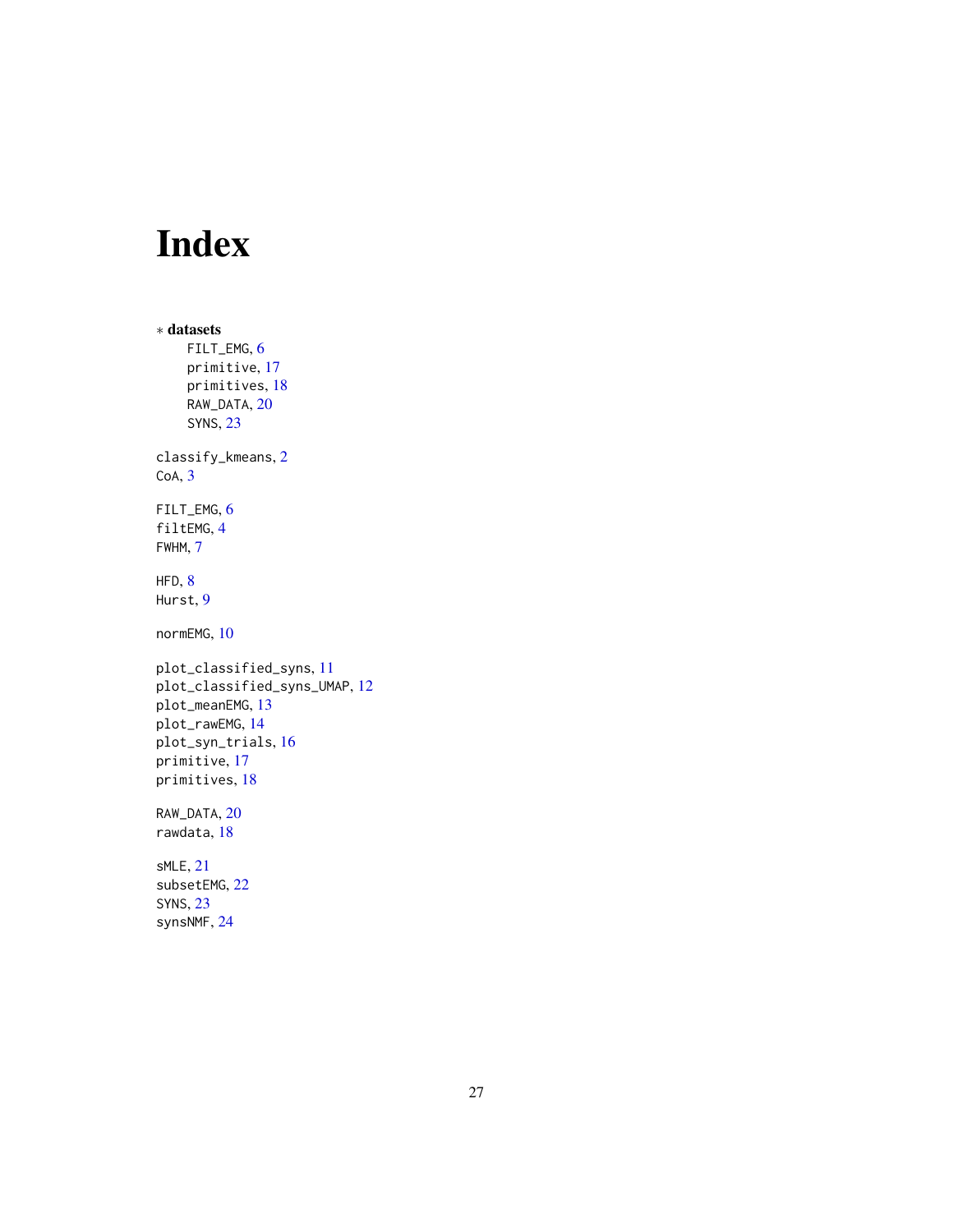# Index

∗ **datasets**

FILT_EMG, 6
primitive, 17
primitives, 18
RAW_DATA, 20
SYNS, 23

classify_kmeans, 2
CoA, 3

FILT_EMG, 6
filtEMG, 4
FWHM, 7

HFD, 8
Hurst, 9

normEMG, 10

plot_classified_syns, 11
plot_classified_syns_UMAP, 12
plot_meanEMG, 13
plot_rawEMG, 14
plot_syn_trials, 16
primitive, 17
primitives, 18

RAW_DATA, 20
rawdata, 18

sMLE, 21
subsetEMG, 22
SYNS, 23
synsNMF, 24